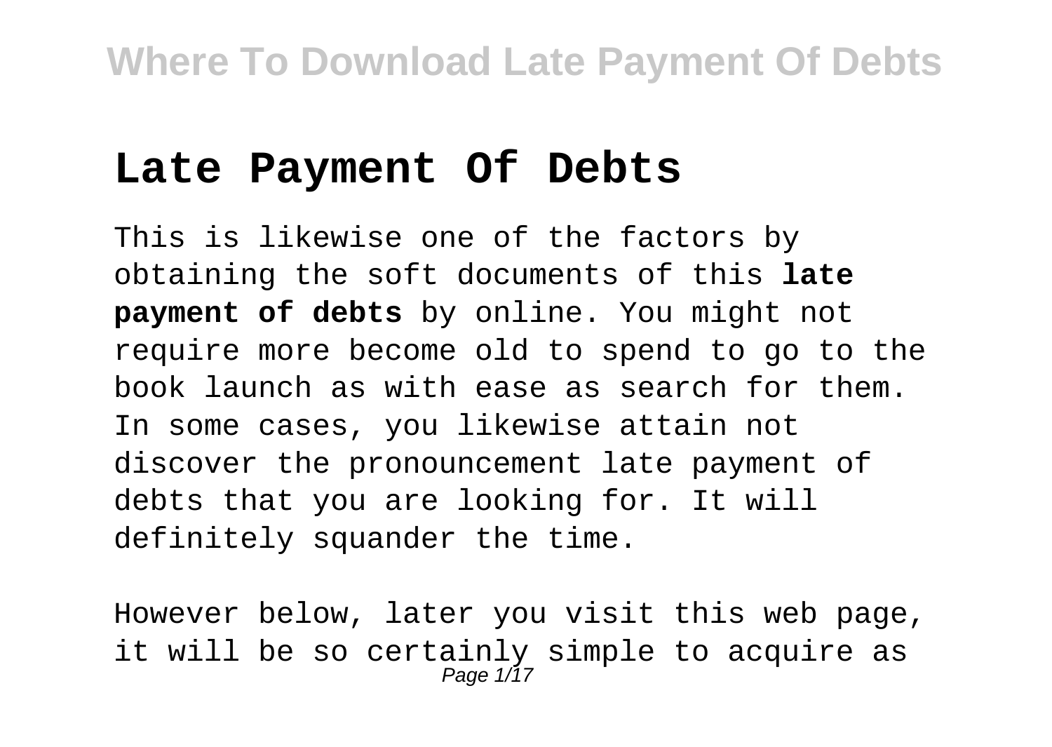# Late Payment Of Debts

This is likewise one of the factors by obtaining the soft documents of this **late payment of debts** by online. You might not require more become old to spend to go to the book launch as with ease as search for them. In some cases, you likewise attain not discover the pronouncement late payment of debts that you are looking for. It will definitely squander the time.

However below, later you visit this web page, it will be so certainly simple to acquire as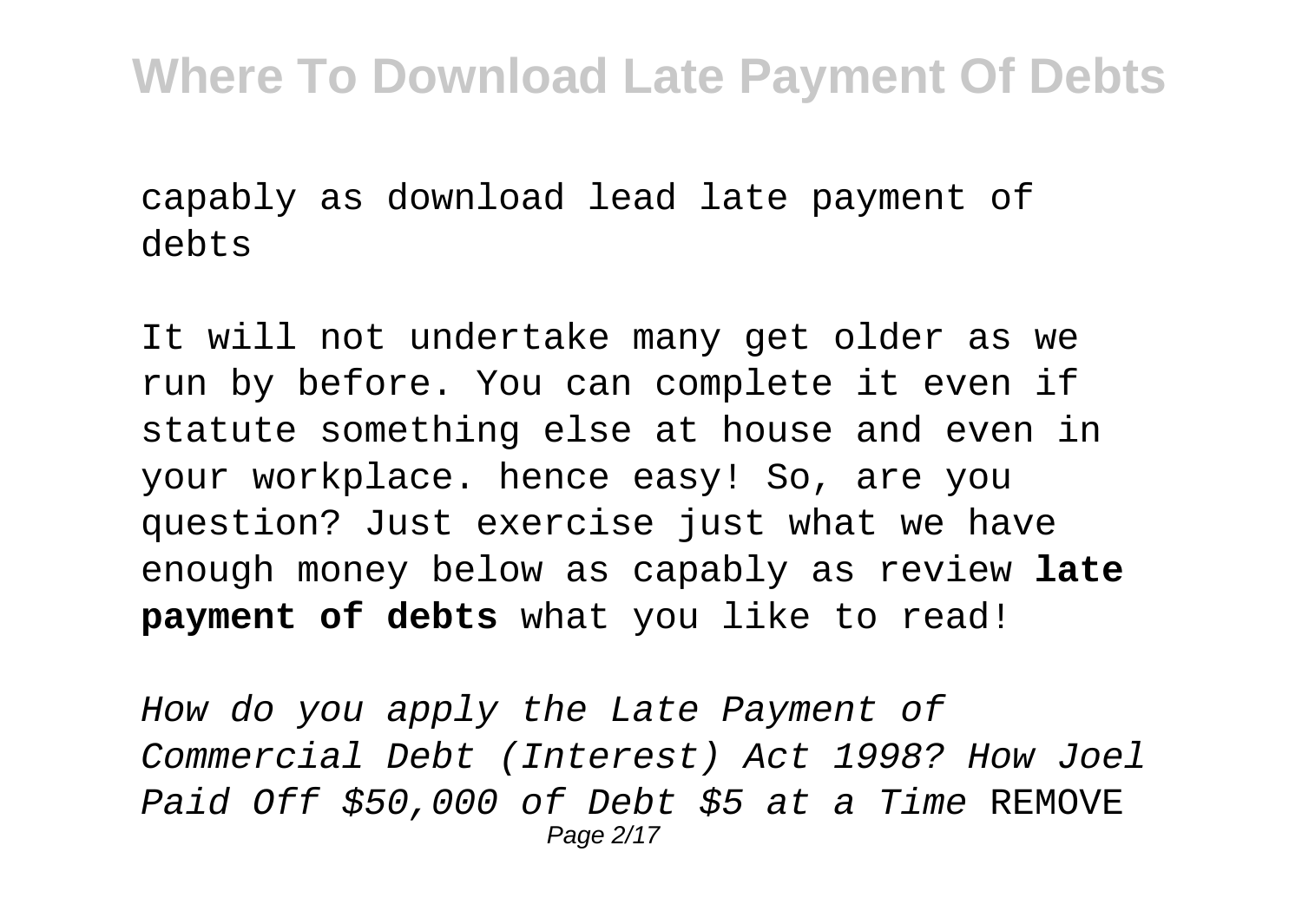capably as download lead late payment of debts

It will not undertake many get older as we run by before. You can complete it even if statute something else at house and even in your workplace. hence easy! So, are you question? Just exercise just what we have enough money below as capably as review **late payment of debts** what you like to read!

*How do you apply the Late Payment of Commercial Debt (Interest) Act 1998? How Joel Paid Off $50,000 of Debt $5 at a Time* REMOVE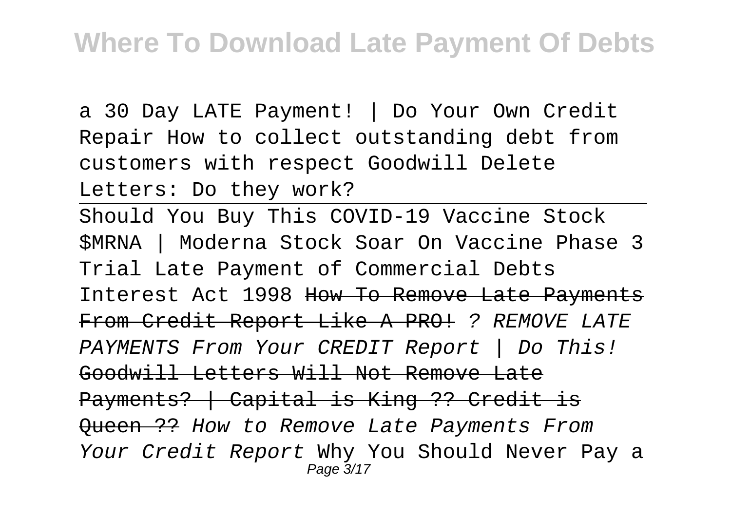a 30 Day LATE Payment! | Do Your Own Credit Repair How to collect outstanding debt from customers with respect Goodwill Delete Letters: Do they work?

Should You Buy This COVID-19 Vaccine Stock $MRNA | Moderna Stock Soar On Vaccine Phase 3 Trial Late Payment of Commercial Debts Interest Act 1998 ~~How To Remove Late Payments From Credit Report Like A PRO!~~ *? REMOVE LATE PAYMENTS From Your CREDIT Report | Do This!* ~~Goodwill Letters Will Not Remove Late Payments? | Capital is King ?? Credit is Queen ??~~ *How to Remove Late Payments From Your Credit Report* Why You Should Never Pay a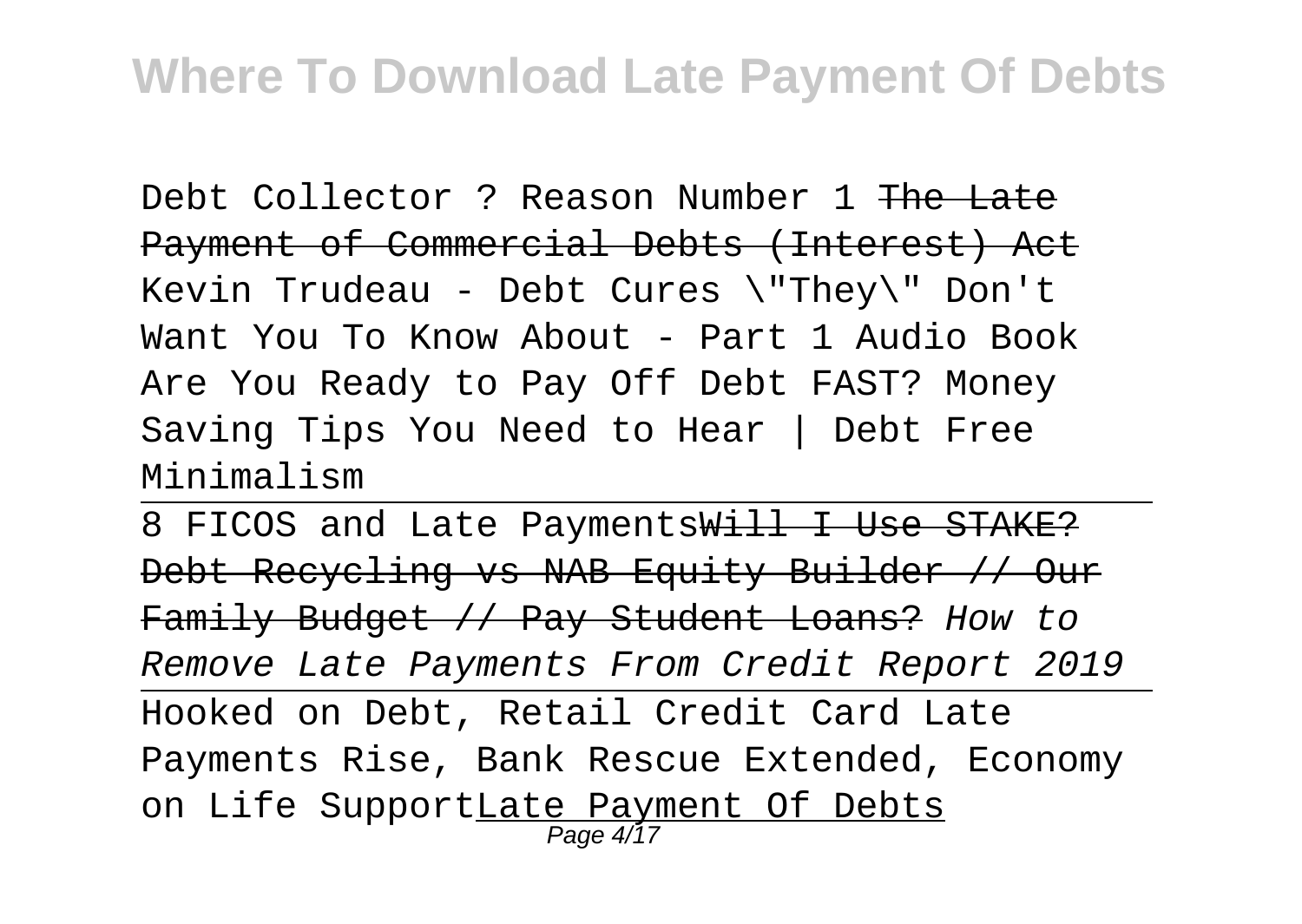Debt Collector ? Reason Number 1 ~~The Late Payment of Commercial Debts (Interest) Act~~ Kevin Trudeau - Debt Cures \"They\" Don't Want You To Know About - Part 1 Audio Book Are You Ready to Pay Off Debt FAST? Money Saving Tips You Need to Hear | Debt Free Minimalism

---

8 FICOS and Late Payments~~Will I Use STAKE? Debt Recycling vs NAB Equity Builder // Our Family Budget // Pay Student Loans?~~ *How to Remove Late Payments From Credit Report 2019*

---

Hooked on Debt, Retail Credit Card Late Payments Rise, Bank Rescue Extended, Economy on Life Support<u>Late Payment Of Debts</u>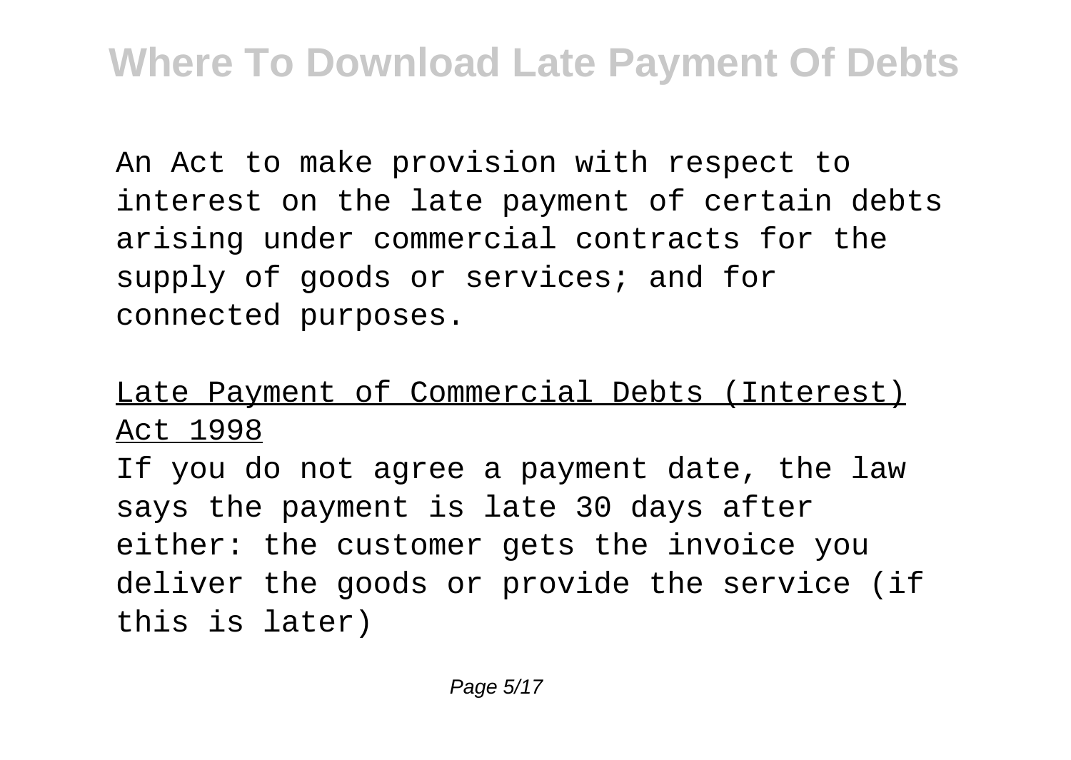An Act to make provision with respect to interest on the late payment of certain debts arising under commercial contracts for the supply of goods or services; and for connected purposes.

Late Payment of Commercial Debts (Interest) Act 1998

If you do not agree a payment date, the law says the payment is late 30 days after either: the customer gets the invoice you deliver the goods or provide the service (if this is later)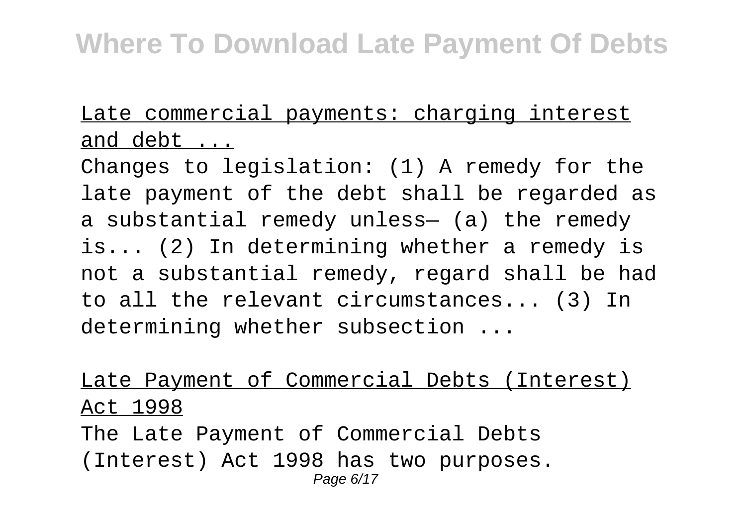Late commercial payments: charging interest and debt ...

Changes to legislation: (1) A remedy for the late payment of the debt shall be regarded as a substantial remedy unless— (a) the remedy is... (2) In determining whether a remedy is not a substantial remedy, regard shall be had to all the relevant circumstances... (3) In determining whether subsection ...

Late Payment of Commercial Debts (Interest) Act 1998

The Late Payment of Commercial Debts (Interest) Act 1998 has two purposes.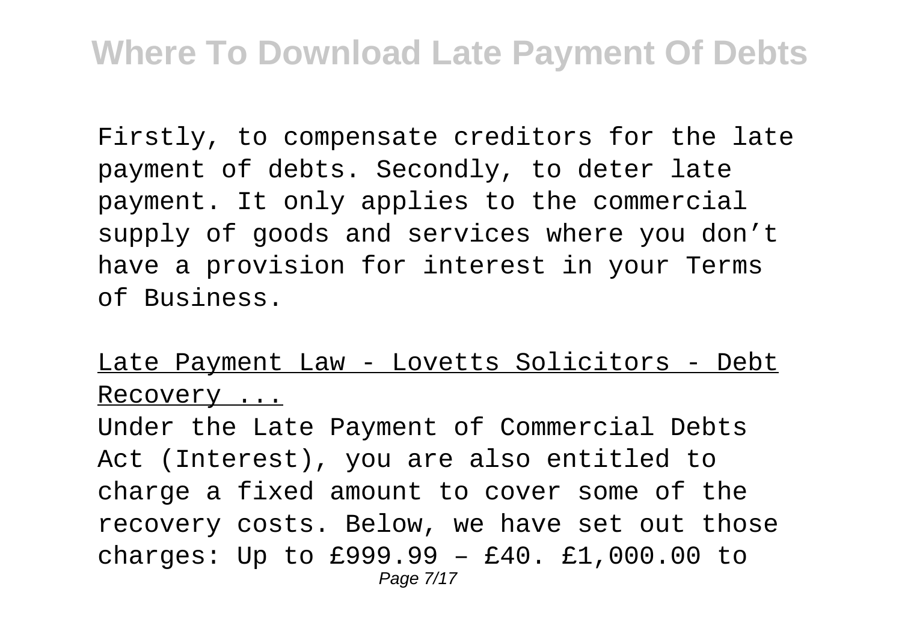Firstly, to compensate creditors for the late payment of debts. Secondly, to deter late payment. It only applies to the commercial supply of goods and services where you don’t have a provision for interest in your Terms of Business.

Late Payment Law - Lovetts Solicitors - Debt Recovery ...

Under the Late Payment of Commercial Debts Act (Interest), you are also entitled to charge a fixed amount to cover some of the recovery costs. Below, we have set out those charges: Up to £999.99 – £40. £1,000.00 to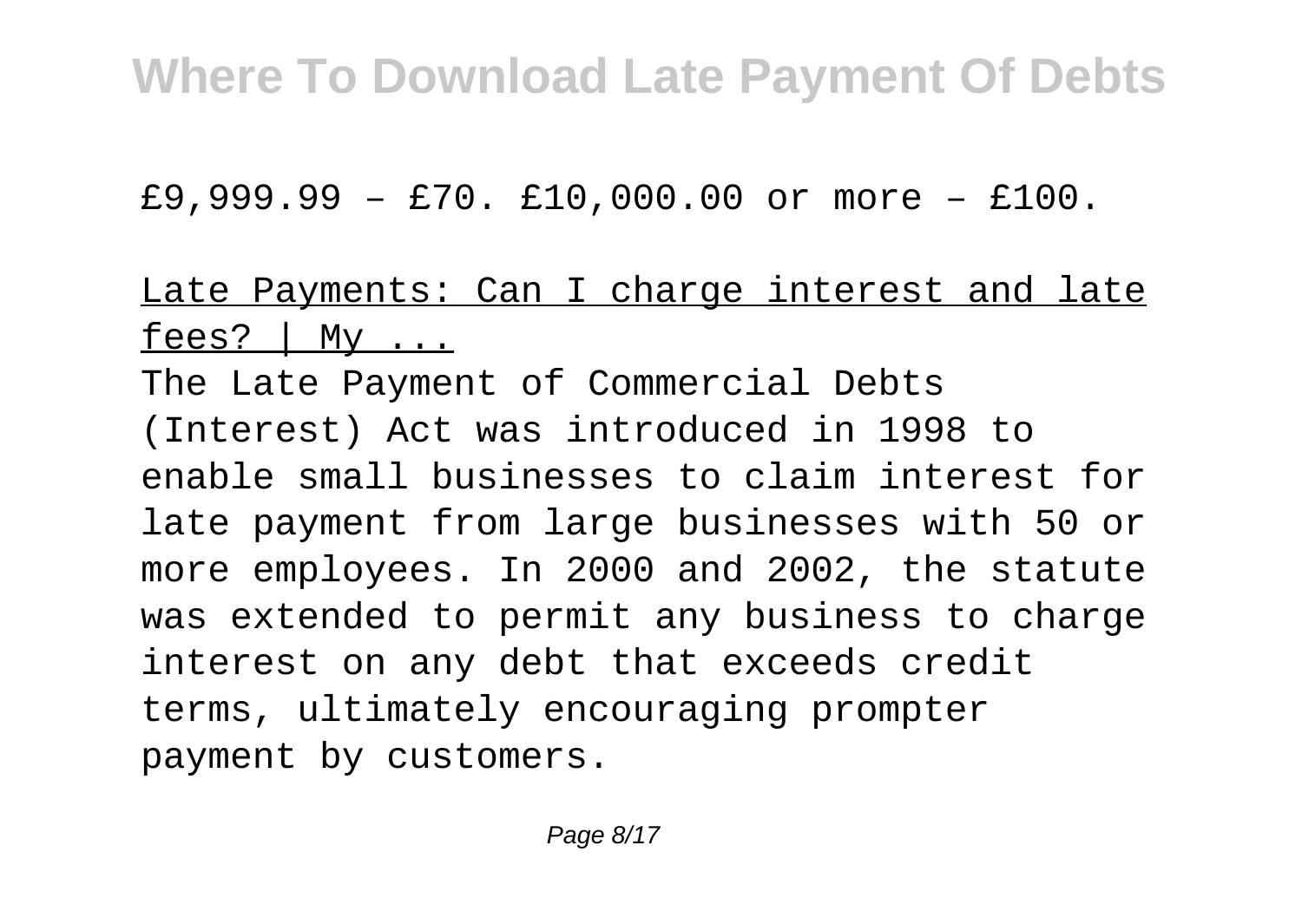£9,999.99 – £70. £10,000.00 or more – £100.

Late Payments: Can I charge interest and late fees? | My ...

The Late Payment of Commercial Debts (Interest) Act was introduced in 1998 to enable small businesses to claim interest for late payment from large businesses with 50 or more employees. In 2000 and 2002, the statute was extended to permit any business to charge interest on any debt that exceeds credit terms, ultimately encouraging prompter payment by customers.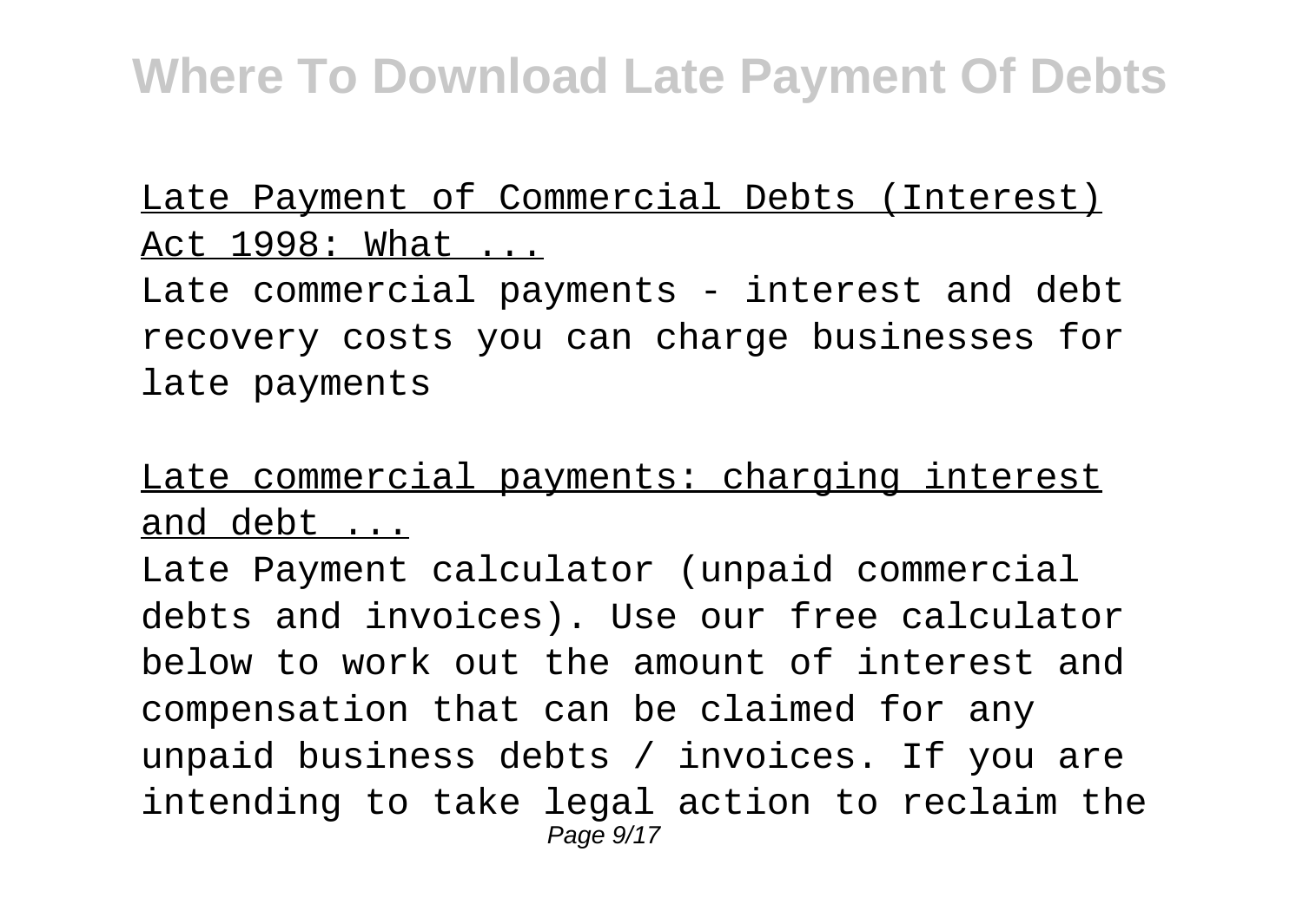Late Payment of Commercial Debts (Interest) Act 1998: What ...

Late commercial payments - interest and debt recovery costs you can charge businesses for late payments

Late commercial payments: charging interest and debt ...

Late Payment calculator (unpaid commercial debts and invoices). Use our free calculator below to work out the amount of interest and compensation that can be claimed for any unpaid business debts / invoices. If you are intending to take legal action to reclaim the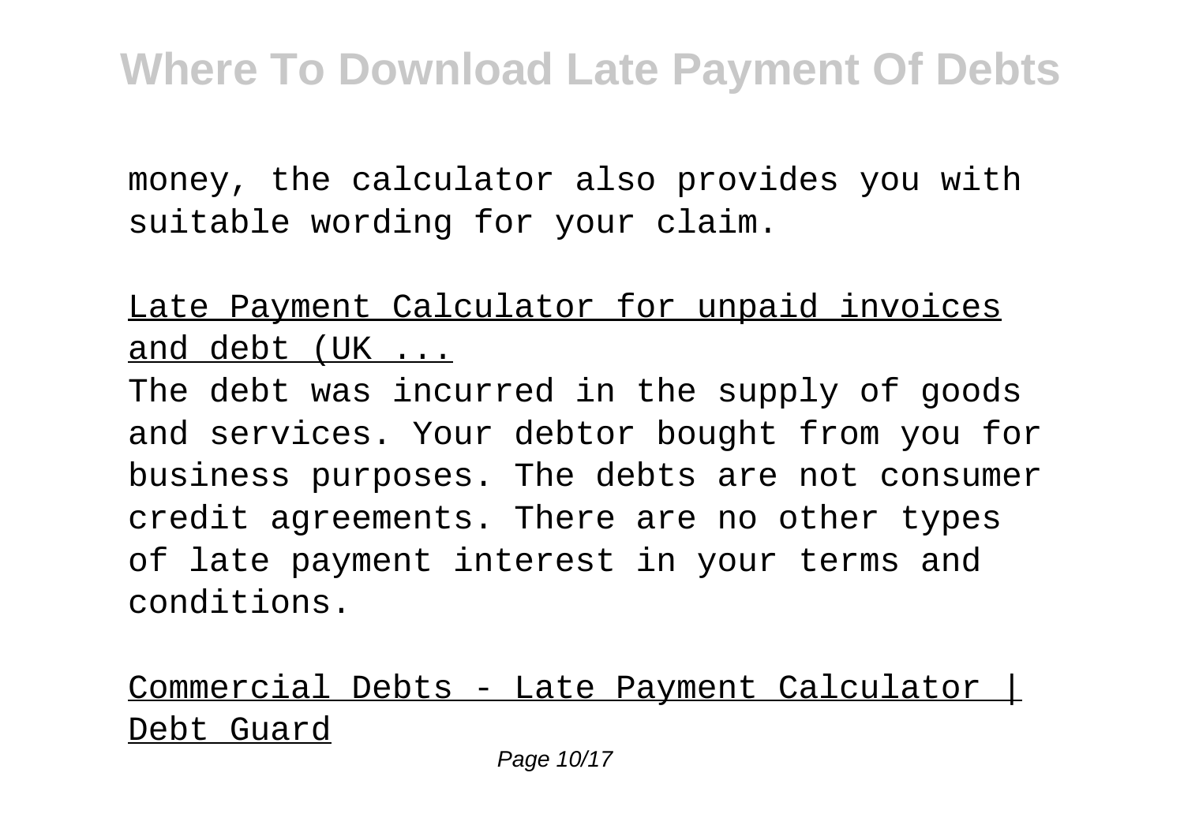money, the calculator also provides you with suitable wording for your claim.

Late Payment Calculator for unpaid invoices and debt (UK ...

The debt was incurred in the supply of goods and services. Your debtor bought from you for business purposes. The debts are not consumer credit agreements. There are no other types of late payment interest in your terms and conditions.

Commercial Debts - Late Payment Calculator | Debt Guard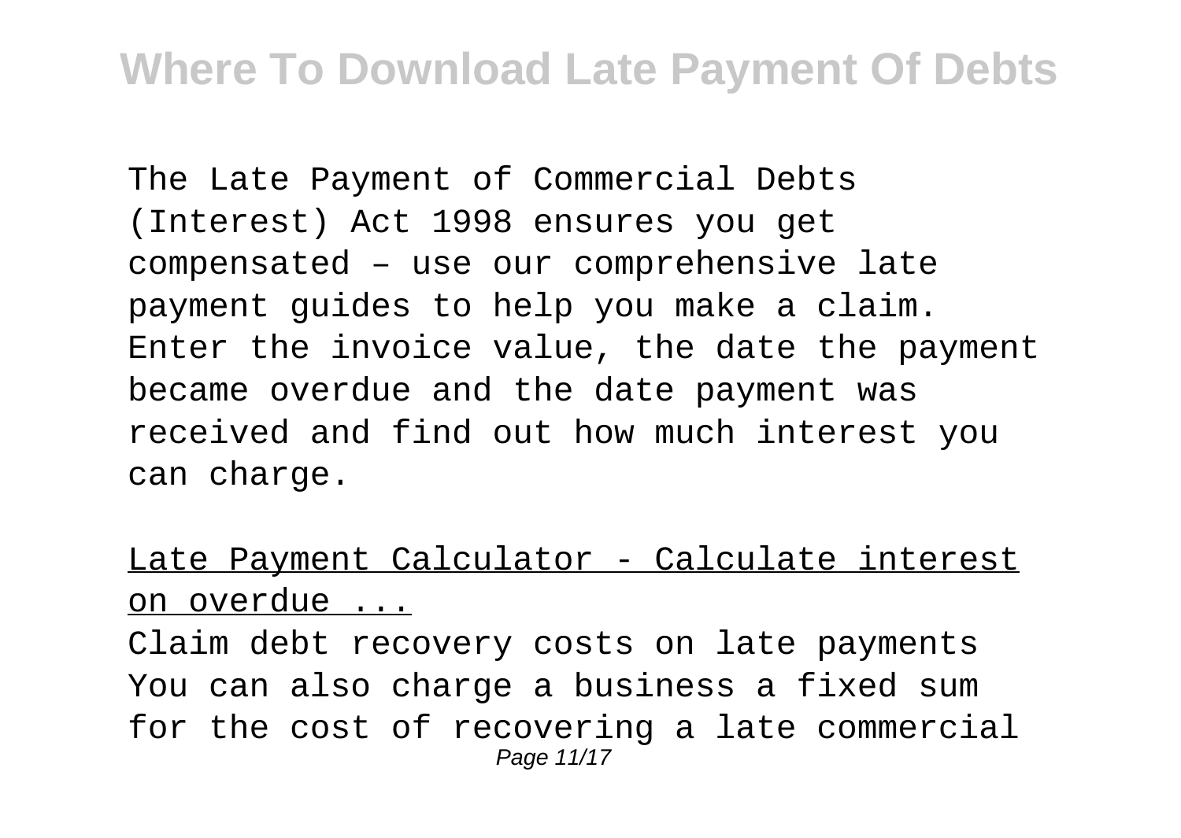The Late Payment of Commercial Debts (Interest) Act 1998 ensures you get compensated – use our comprehensive late payment guides to help you make a claim. Enter the invoice value, the date the payment became overdue and the date payment was received and find out how much interest you can charge.

Late Payment Calculator - Calculate interest on overdue ...

Claim debt recovery costs on late payments You can also charge a business a fixed sum for the cost of recovering a late commercial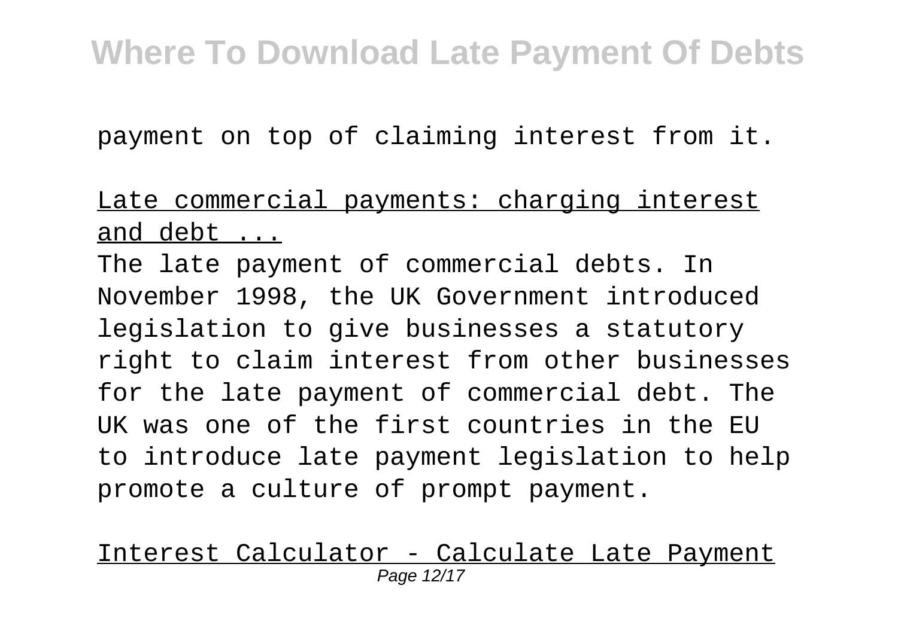payment on top of claiming interest from it.

Late commercial payments: charging interest and debt ...

The late payment of commercial debts. In November 1998, the UK Government introduced legislation to give businesses a statutory right to claim interest from other businesses for the late payment of commercial debt. The UK was one of the first countries in the EU to introduce late payment legislation to help promote a culture of prompt payment.

Interest Calculator - Calculate Late Payment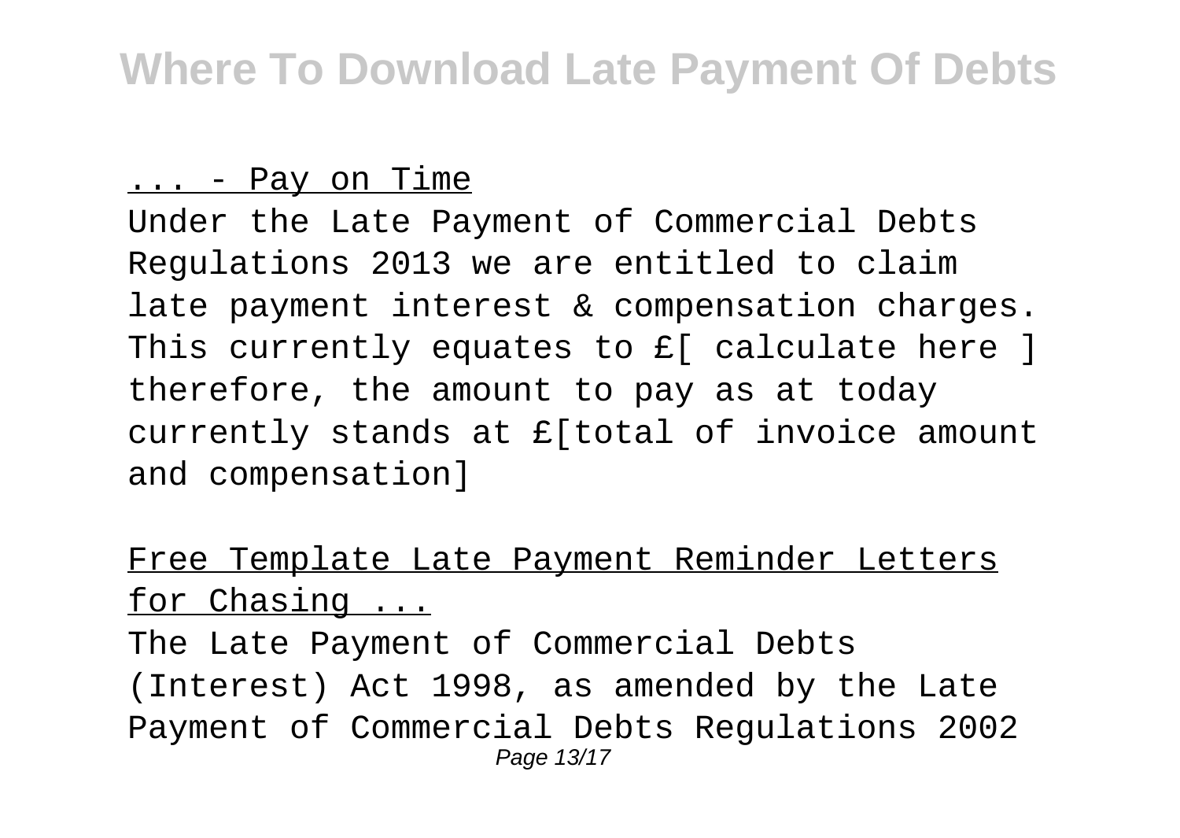... - Pay on Time

Under the Late Payment of Commercial Debts Regulations 2013 we are entitled to claim late payment interest & compensation charges. This currently equates to £[ calculate here ] therefore, the amount to pay as at today currently stands at £[total of invoice amount and compensation]

Free Template Late Payment Reminder Letters for Chasing ...

The Late Payment of Commercial Debts (Interest) Act 1998, as amended by the Late Payment of Commercial Debts Regulations 2002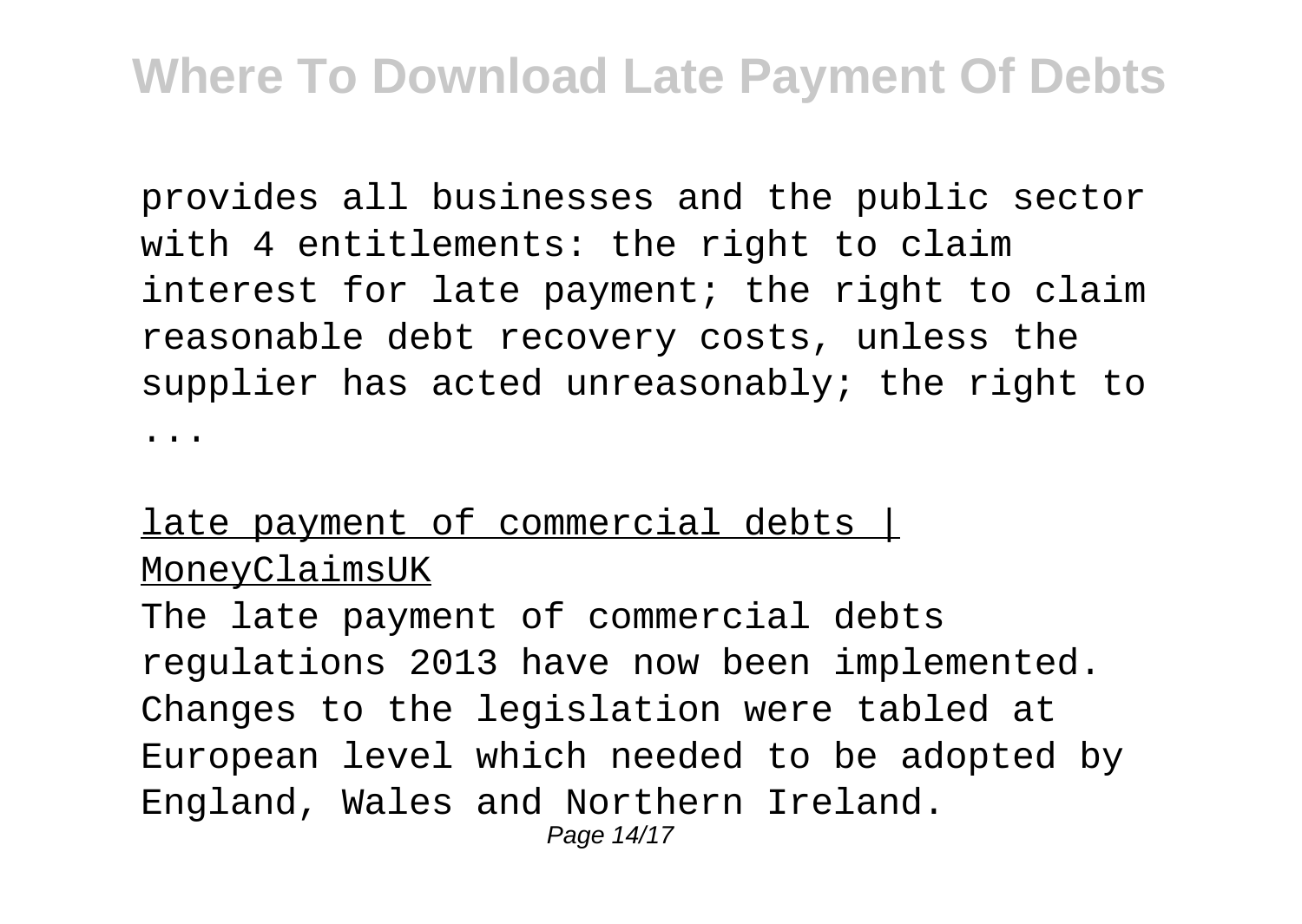provides all businesses and the public sector with 4 entitlements: the right to claim interest for late payment; the right to claim reasonable debt recovery costs, unless the supplier has acted unreasonably; the right to ...

late payment of commercial debts | MoneyClaimsUK

The late payment of commercial debts regulations 2013 have now been implemented. Changes to the legislation were tabled at European level which needed to be adopted by England, Wales and Northern Ireland.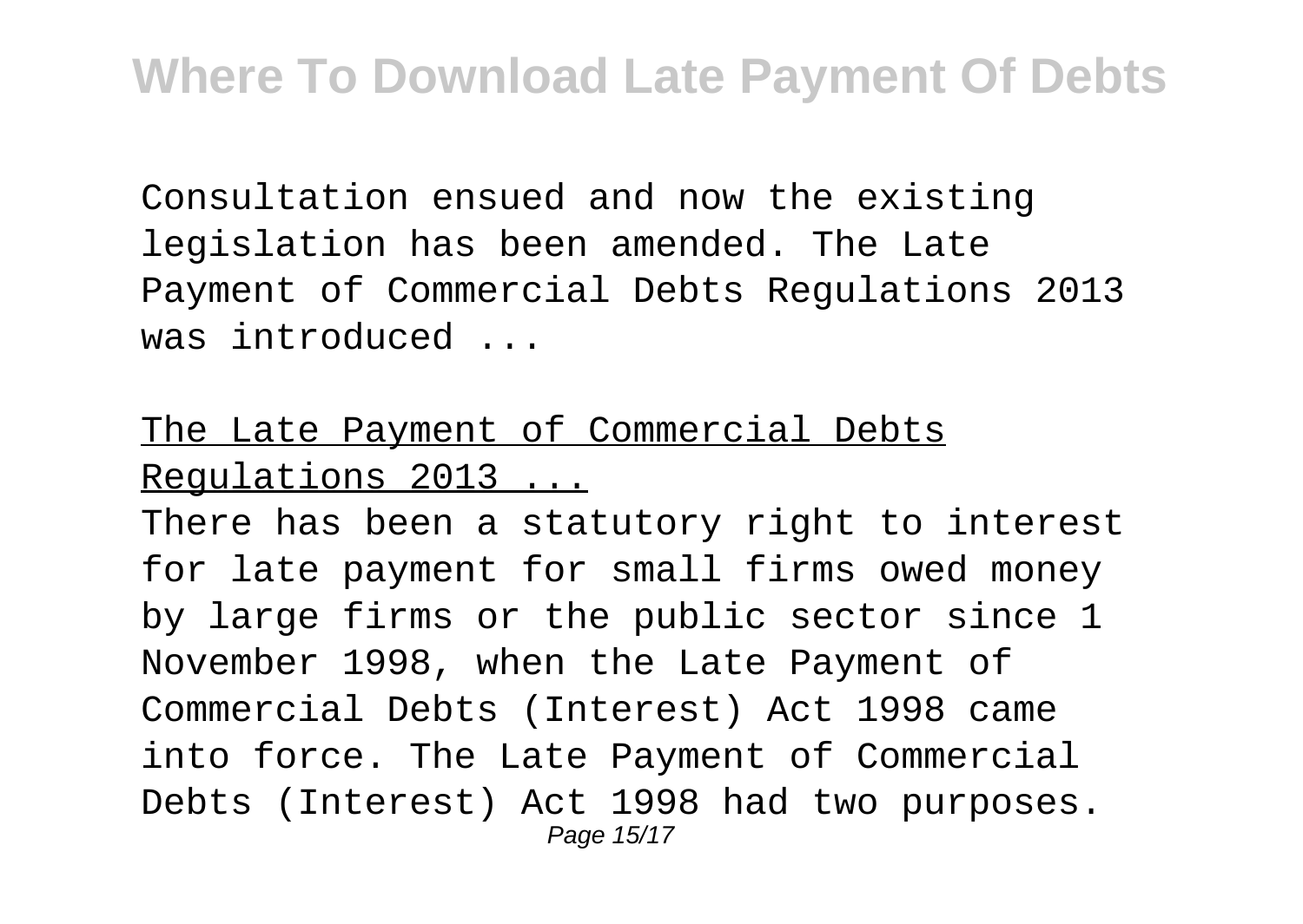Consultation ensued and now the existing legislation has been amended. The Late Payment of Commercial Debts Regulations 2013 was introduced ...

## The Late Payment of Commercial Debts Regulations 2013 ...

There has been a statutory right to interest for late payment for small firms owed money by large firms or the public sector since 1 November 1998, when the Late Payment of Commercial Debts (Interest) Act 1998 came into force. The Late Payment of Commercial Debts (Interest) Act 1998 had two purposes.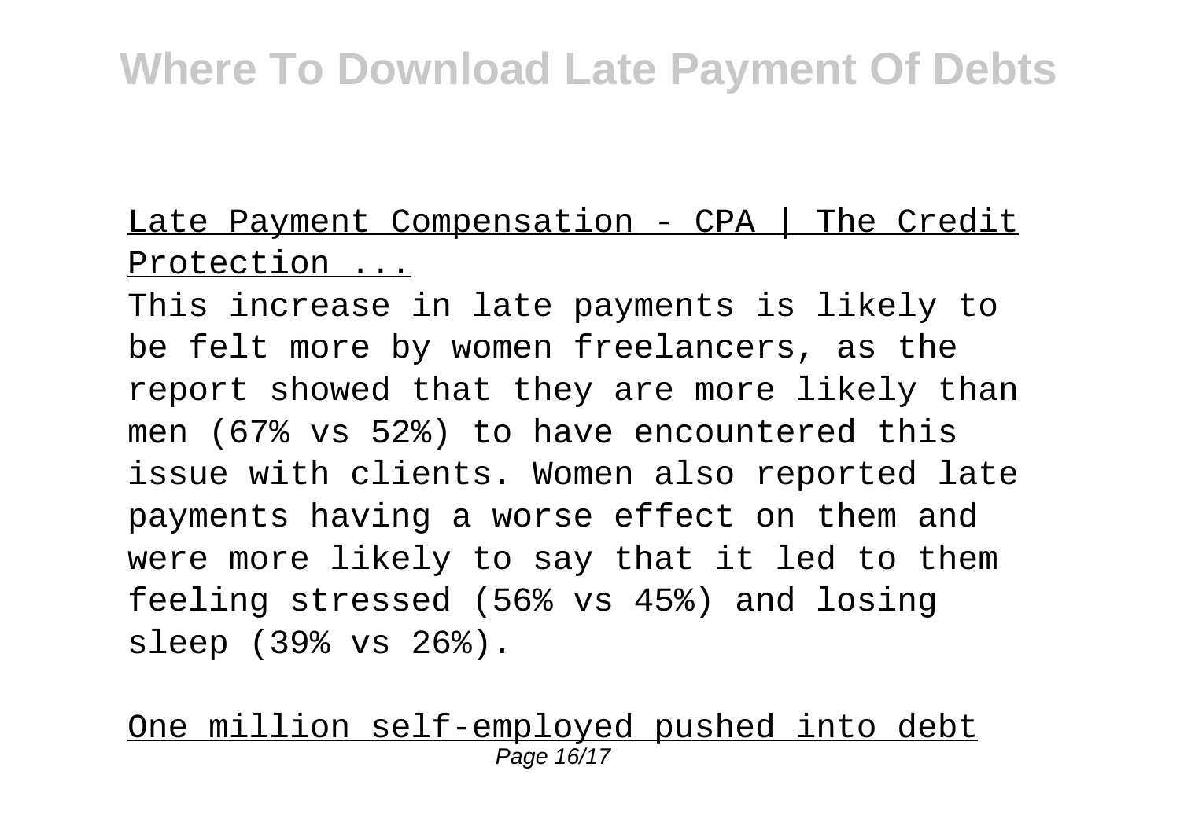Late Payment Compensation - CPA | The Credit Protection ...

This increase in late payments is likely to be felt more by women freelancers, as the report showed that they are more likely than men (67% vs 52%) to have encountered this issue with clients. Women also reported late payments having a worse effect on them and were more likely to say that it led to them feeling stressed (56% vs 45%) and losing sleep (39% vs 26%).

One million self-employed pushed into debt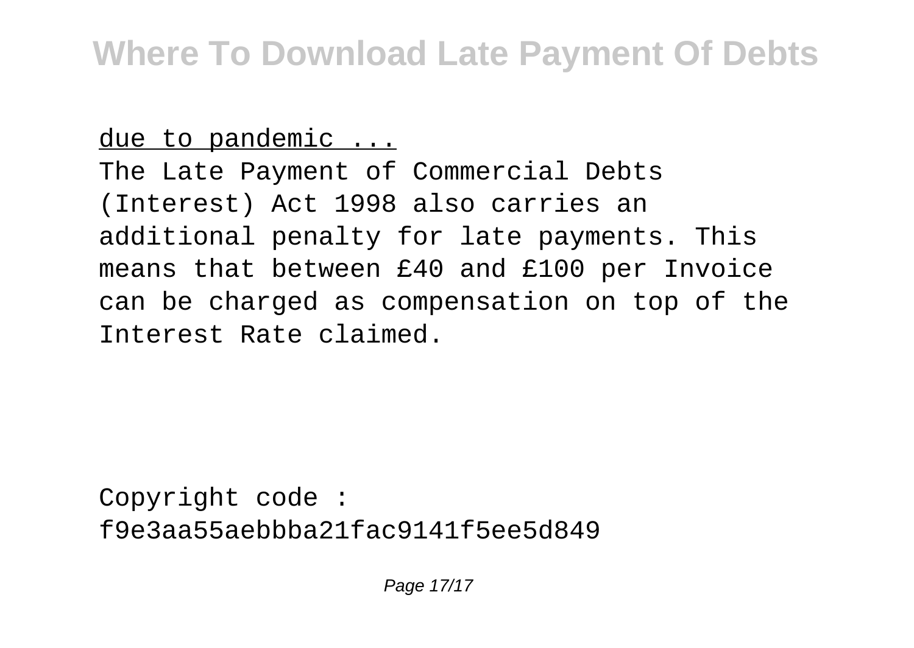due to pandemic ...

The Late Payment of Commercial Debts (Interest) Act 1998 also carries an additional penalty for late payments. This means that between £40 and £100 per Invoice can be charged as compensation on top of the Interest Rate claimed.

Copyright code : f9e3aa55aebbba21fac9141f5ee5d849